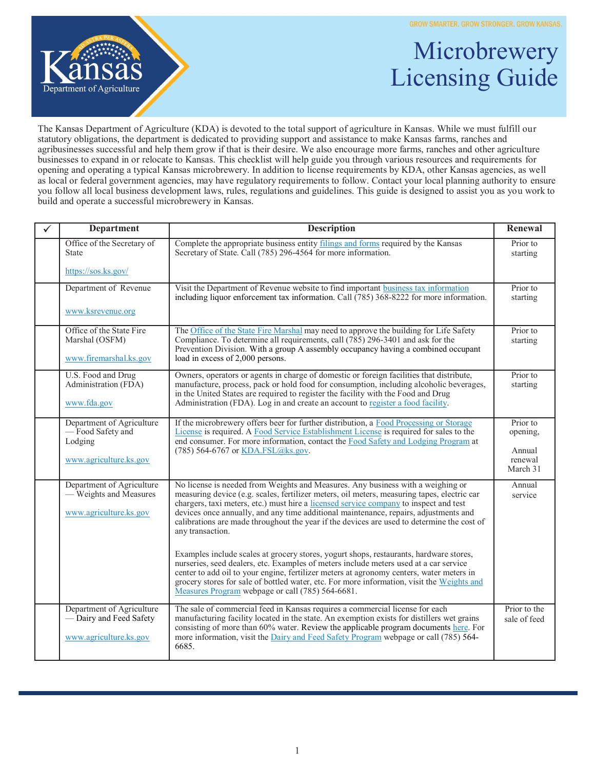GROW SMARTER. GROW STRONGER. GROW KANSAS.

Kansas Department of Agriculture

# Microbrewery Licensing Guide

The Kansas Department of Agriculture (KDA) is devoted to the total support of agriculture in Kansas. While we must fulfill our statutory obligations, the department is dedicated to providing support and assistance to make Kansas farms, ranches and agribusinesses successful and help them grow if that is their desire. We also encourage more farms, ranches and other agriculture businesses to expand in or relocate to Kansas. This checklist will help guide you through various resources and requirements for opening and operating a typical Kansas microbrewery. In addition to license requirements by KDA, other Kansas agencies, as well as local or federal government agencies, may have regulatory requirements to follow. Contact your local planning authority to ensure you follow all local business development laws, rules, regulations and guidelines. This guide is designed to assist you as you work to build and operate a successful microbrewery in Kansas.

| ✓ | Department | Description | Renewal |
|---|---|---|---|
| | Office of the Secretary of State<br><br>https://sos.ks.gov/ | Complete the appropriate business entity filings and forms required by the Kansas Secretary of State. Call (785) 296-4564 for more information. | Prior to starting |
| | Department of Revenue<br><br>www.ksrevenue.org | Visit the Department of Revenue website to find important business tax information including liquor enforcement tax information. Call (785) 368-8222 for more information. | Prior to starting |
| | Office of the State Fire Marshal (OSFM)<br><br>www.firemarshal.ks.gov | The Office of the State Fire Marshal may need to approve the building for Life Safety Compliance. To determine all requirements, call (785) 296-3401 and ask for the Prevention Division. With a group A assembly occupancy having a combined occupant load in excess of 2,000 persons. | Prior to starting |
| | U.S. Food and Drug Administration (FDA)<br><br>www.fda.gov | Owners, operators or agents in charge of domestic or foreign facilities that distribute, manufacture, process, pack or hold food for consumption, including alcoholic beverages, in the United States are required to register the facility with the Food and Drug Administration (FDA). Log in and create an account to register a food facility. | Prior to starting |
| | Department of Agriculture — Food Safety and Lodging<br><br>www.agriculture.ks.gov | If the microbrewery offers beer for further distribution, a Food Processing or Storage License is required. A Food Service Establishment License is required for sales to the end consumer. For more information, contact the Food Safety and Lodging Program at (785) 564-6767 or KDA.FSL@ks.gov. | Prior to opening,<br><br>Annual renewal March 31 |
| | Department of Agriculture — Weights and Measures<br><br>www.agriculture.ks.gov | No license is needed from Weights and Measures. Any business with a weighing or measuring device (e.g. scales, fertilizer meters, oil meters, measuring tapes, electric car chargers, taxi meters, etc.) must hire a licensed service company to inspect and test devices once annually, and any time additional maintenance, repairs, adjustments and calibrations are made throughout the year if the devices are used to determine the cost of any transaction.<br><br>Examples include scales at grocery stores, yogurt shops, restaurants, hardware stores, nurseries, seed dealers, etc. Examples of meters include meters used at a car service center to add oil to your engine, fertilizer meters at agronomy centers, water meters in grocery stores for sale of bottled water, etc. For more information, visit the Weights and Measures Program webpage or call (785) 564-6681. | Annual service |
| | Department of Agriculture — Dairy and Feed Safety<br><br>www.agriculture.ks.gov | The sale of commercial feed in Kansas requires a commercial license for each manufacturing facility located in the state. An exemption exists for distillers wet grains consisting of more than 60% water. Review the applicable program documents here. For more information, visit the Dairy and Feed Safety Program webpage or call (785) 564-6685. | Prior to the sale of feed |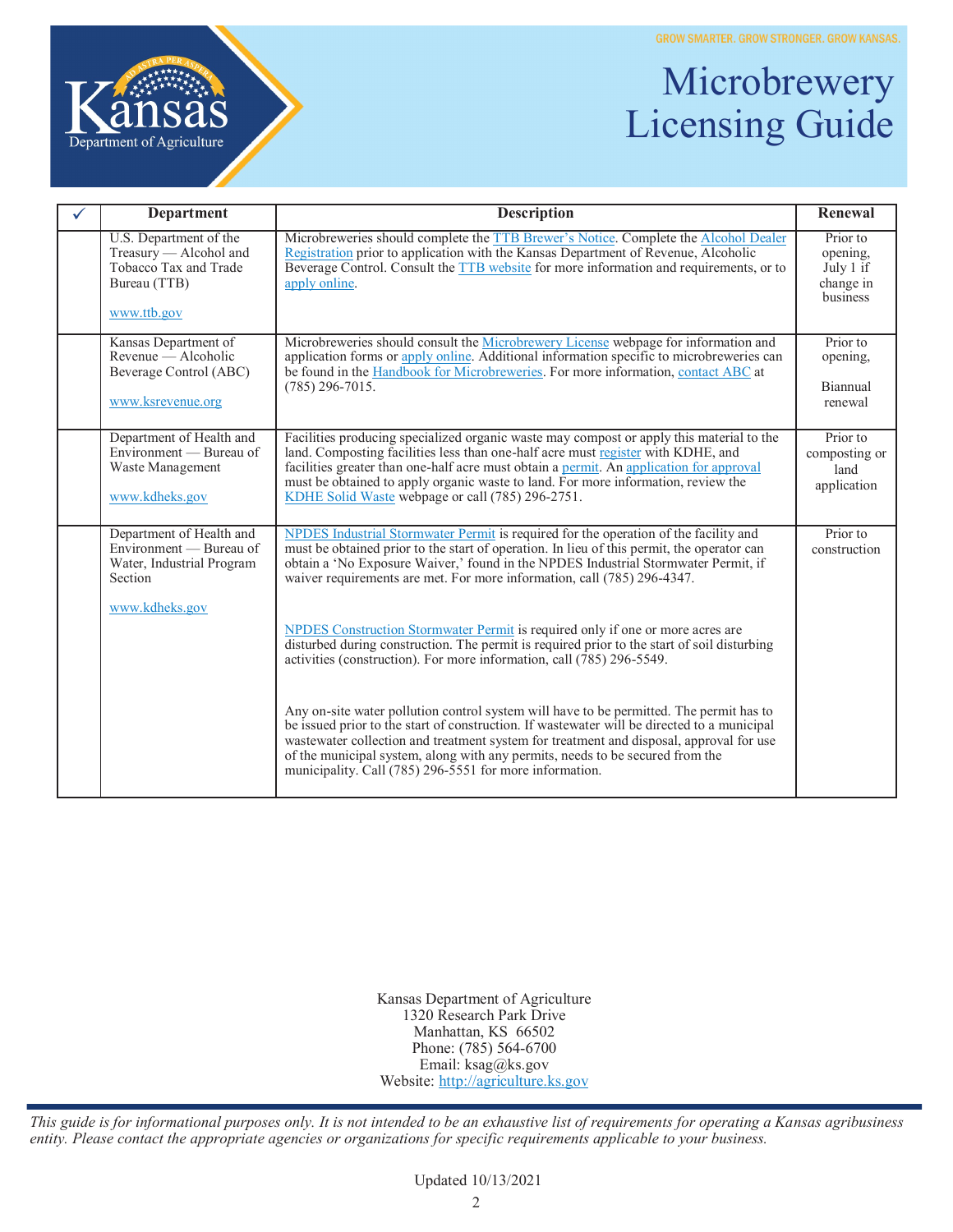GROW SMARTER. GROW STRONGER. GROW KANSAS.

# Microbrewery Licensing Guide

| ✓ | Department | Description | Renewal |
|---|---|---|---|
| | U.S. Department of the Treasury — Alcohol and Tobacco Tax and Trade Bureau (TTB)<br><br>www.ttb.gov | Microbreweries should complete the TTB Brewer's Notice. Complete the Alcohol Dealer Registration prior to application with the Kansas Department of Revenue, Alcoholic Beverage Control. Consult the TTB website for more information and requirements, or to apply online. | Prior to opening, July 1 if change in business |
| | Kansas Department of Revenue — Alcoholic Beverage Control (ABC)<br><br>www.ksrevenue.org | Microbreweries should consult the Microbrewery License webpage for information and application forms or apply online. Additional information specific to microbreweries can be found in the Handbook for Microbreweries. For more information, contact ABC at (785) 296-7015. | Prior to opening,<br><br>Biannual renewal |
| | Department of Health and Environment — Bureau of Waste Management<br><br>www.kdheks.gov | Facilities producing specialized organic waste may compost or apply this material to the land. Composting facilities less than one-half acre must register with KDHE, and facilities greater than one-half acre must obtain a permit. An application for approval must be obtained to apply organic waste to land. For more information, review the KDHE Solid Waste webpage or call (785) 296-2751. | Prior to composting or land application |
| | Department of Health and Environment — Bureau of Water, Industrial Program Section<br><br>www.kdheks.gov | NPDES Industrial Stormwater Permit is required for the operation of the facility and must be obtained prior to the start of operation. In lieu of this permit, the operator can obtain a 'No Exposure Waiver,' found in the NPDES Industrial Stormwater Permit, if waiver requirements are met. For more information, call (785) 296-4347.<br><br>NPDES Construction Stormwater Permit is required only if one or more acres are disturbed during construction. The permit is required prior to the start of soil disturbing activities (construction). For more information, call (785) 296-5549.<br><br>Any on-site water pollution control system will have to be permitted. The permit has to be issued prior to the start of construction. If wastewater will be directed to a municipal wastewater collection and treatment system for treatment and disposal, approval for use of the municipal system, along with any permits, needs to be secured from the municipality. Call (785) 296-5551 for more information. | Prior to construction |

Kansas Department of Agriculture
1320 Research Park Drive
Manhattan, KS 66502
Phone: (785) 564-6700
Email: ksag@ks.gov
Website: http://agriculture.ks.gov

*This guide is for informational purposes only. It is not intended to be an exhaustive list of requirements for operating a Kansas agribusiness entity. Please contact the appropriate agencies or organizations for specific requirements applicable to your business.*

Updated 10/13/2021